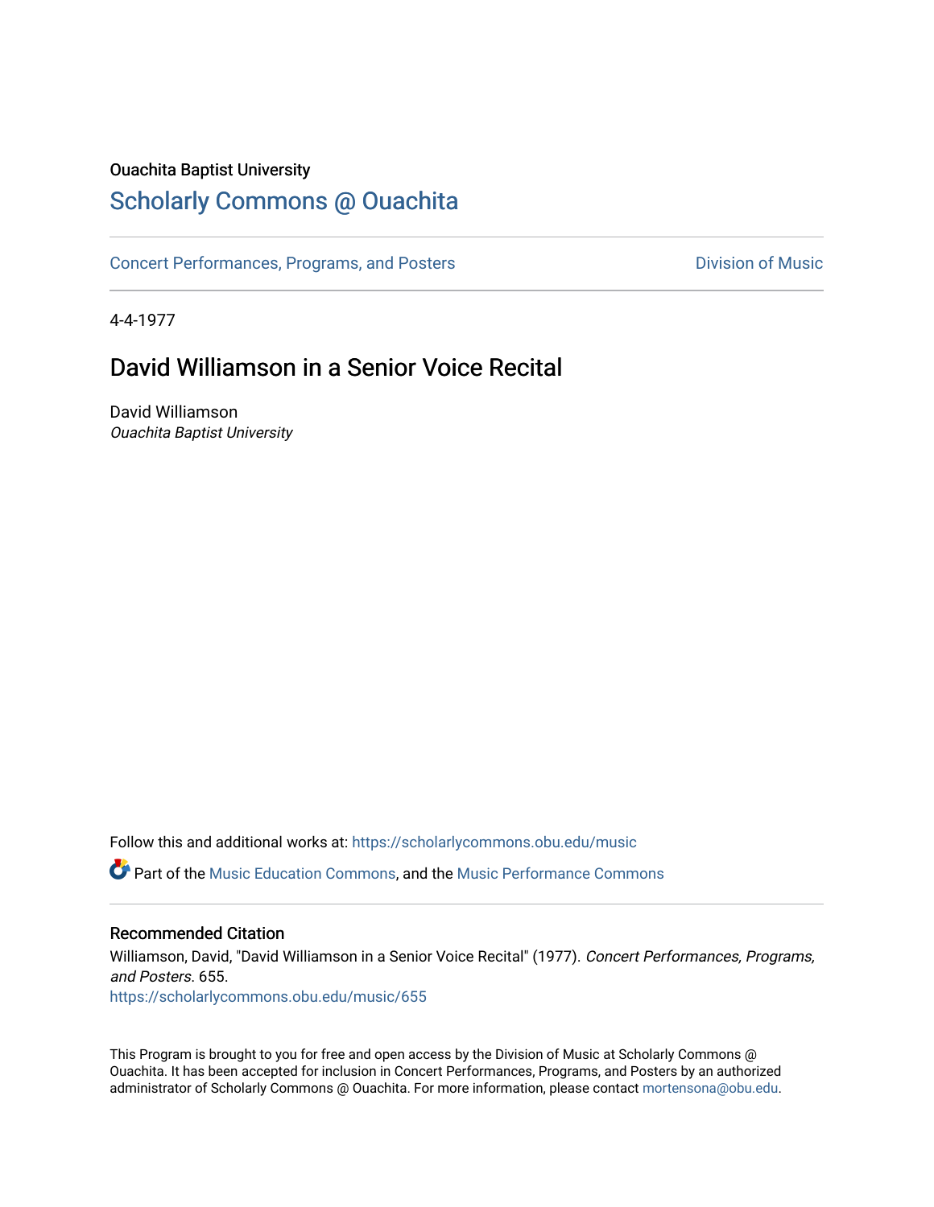Ouachita Baptist University

# Scholarly Commons @ Ouachita

Concert Performances, Programs, and Posters | Division of Music

4-4-1977

## David Williamson in a Senior Voice Recital

David Williamson
*Ouachita Baptist University*

Follow this and additional works at: https://scholarlycommons.obu.edu/music

Part of the Music Education Commons, and the Music Performance Commons

### Recommended Citation

Williamson, David, "David Williamson in a Senior Voice Recital" (1977). *Concert Performances, Programs, and Posters*. 655.
https://scholarlycommons.obu.edu/music/655

This Program is brought to you for free and open access by the Division of Music at Scholarly Commons @ Ouachita. It has been accepted for inclusion in Concert Performances, Programs, and Posters by an authorized administrator of Scholarly Commons @ Ouachita. For more information, please contact mortensona@obu.edu.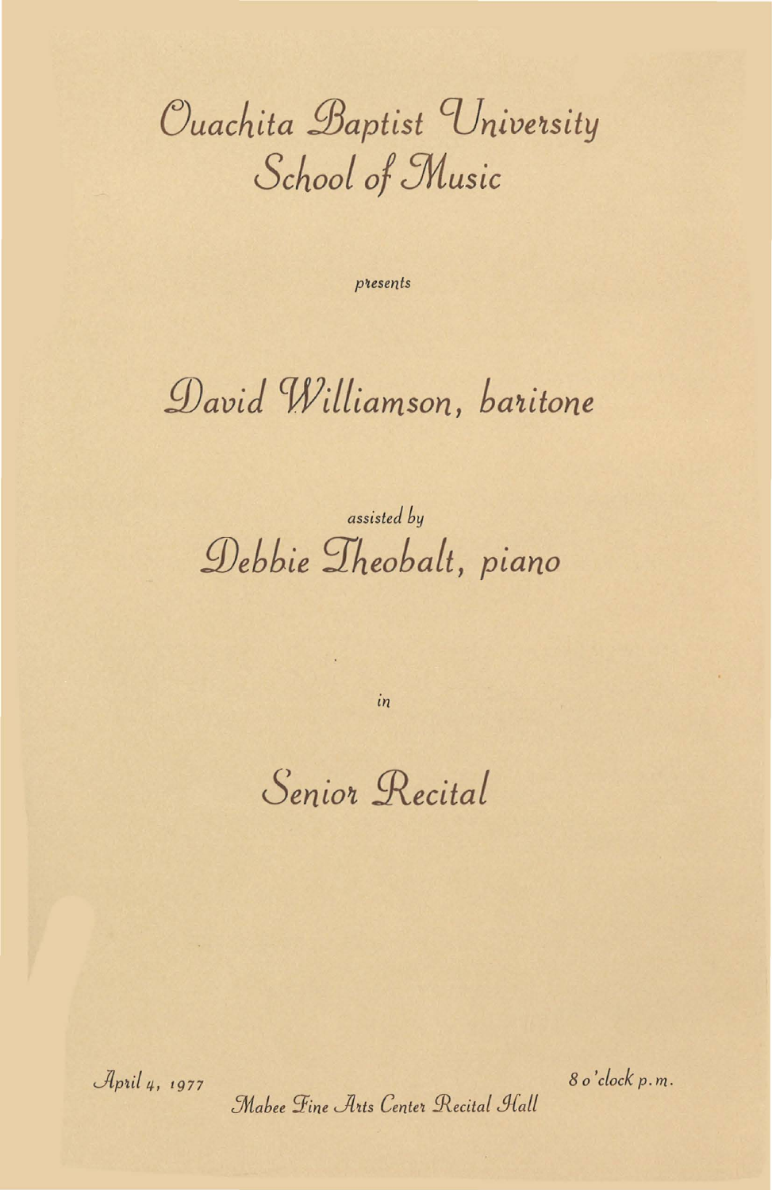# Ouachita Baptist University School of Music

*presents*

## David Williamson, baritone

*assisted by*

## Debbie Theobalt, piano

*in*

## Senior Recital

April 4, 1977

8 o'clock p.m.

Mabee Fine Arts Center Recital Hall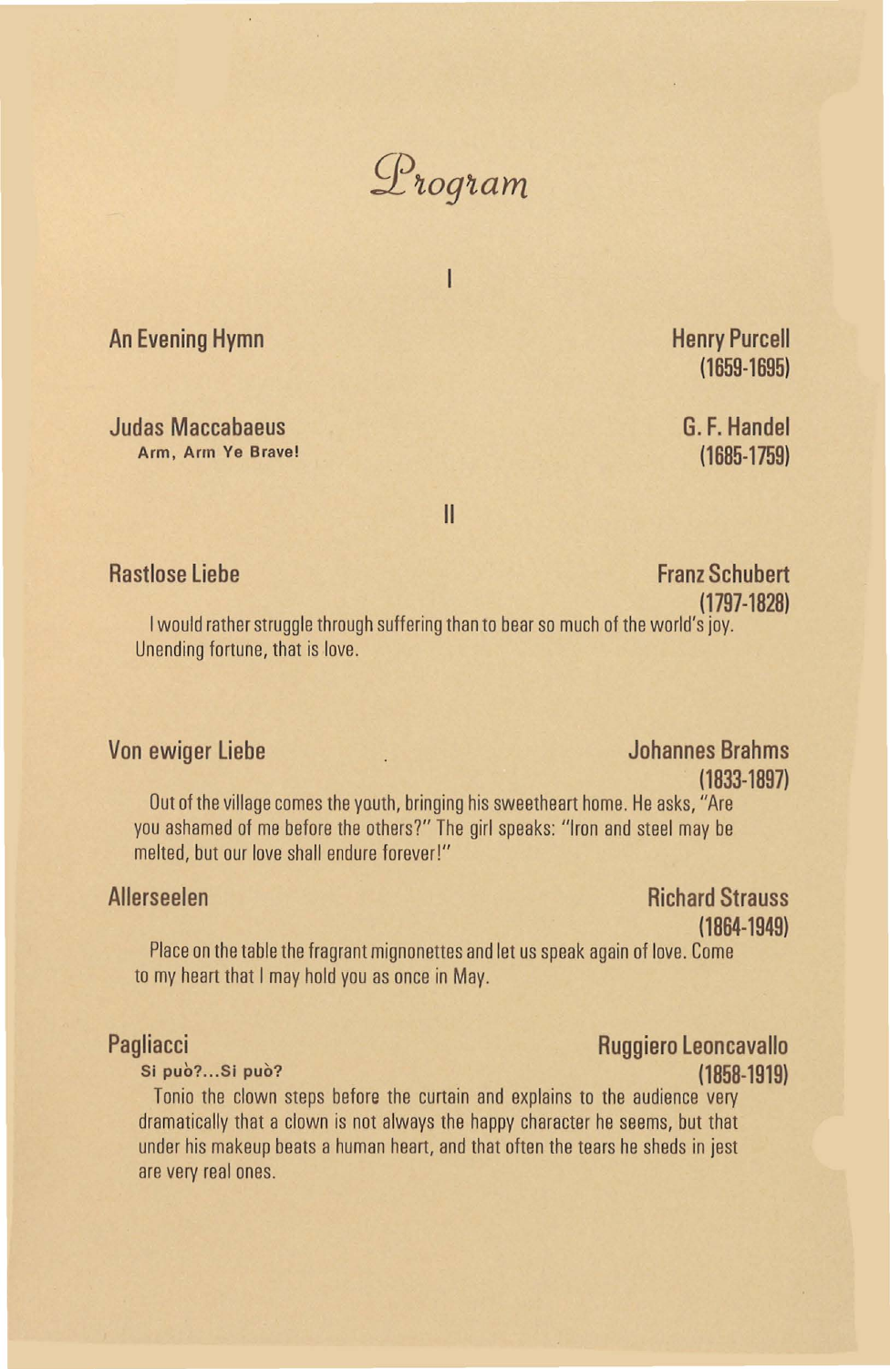# Program

## I

**An Evening Hymn** — Henry Purcell (1659-1695)

**Judas Maccabaeus** — G. F. Handel (1685-1759)
Arm, Arm Ye Brave!

## II

**Rastlose Liebe** — Franz Schubert (1797-1828)

I would rather struggle through suffering than to bear so much of the world's joy. Unending fortune, that is love.

**Von ewiger Liebe** — Johannes Brahms (1833-1897)

Out of the village comes the youth, bringing his sweetheart home. He asks, "Are you ashamed of me before the others?" The girl speaks: "Iron and steel may be melted, but our love shall endure forever!"

**Allerseelen** — Richard Strauss (1864-1949)

Place on the table the fragrant mignonettes and let us speak again of love. Come to my heart that I may hold you as once in May.

**Pagliacci** — Ruggiero Leoncavallo (1858-1919)
Si può?...Si può?

Tonio the clown steps before the curtain and explains to the audience very dramatically that a clown is not always the happy character he seems, but that under his makeup beats a human heart, and that often the tears he sheds in jest are very real ones.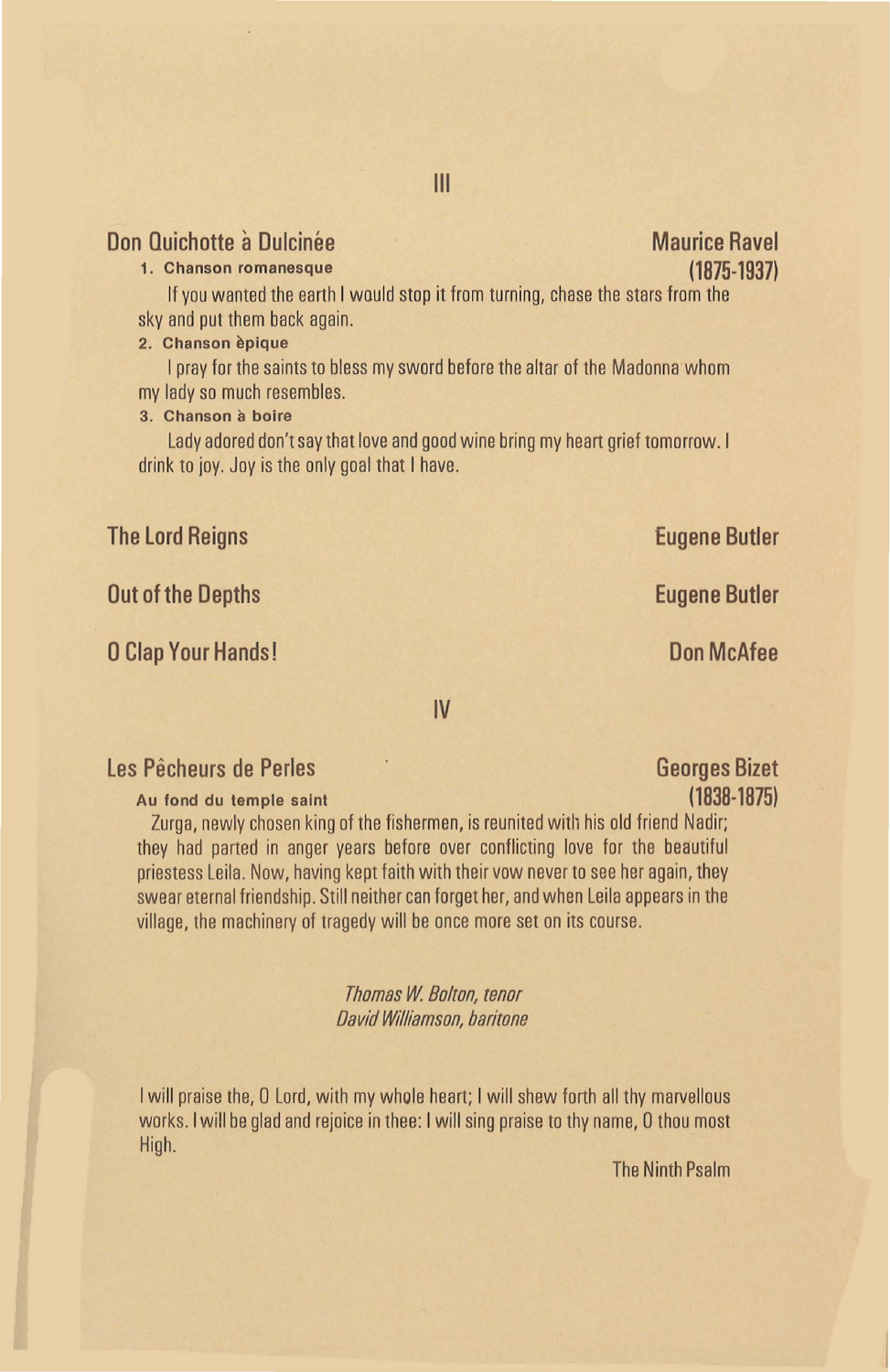## III

**Don Quichotte à Dulcinée** — **Maurice Ravel (1875-1937)**

**1. Chanson romanesque**

If you wanted the earth I would stop it from turning, chase the stars from the sky and put them back again.

**2. Chanson èpique**

I pray for the saints to bless my sword before the altar of the Madonna whom my lady so much resembles.

**3. Chanson à boire**

Lady adored don't say that love and good wine bring my heart grief tomorrow. I drink to joy. Joy is the only goal that I have.

**The Lord Reigns** — **Eugene Butler**

**Out of the Depths** — **Eugene Butler**

**O Clap Your Hands!** — **Don McAfee**

## IV

**Les Pêcheurs de Perles** — **Georges Bizet (1838-1875)**

**Au fond du temple saint**

Zurga, newly chosen king of the fishermen, is reunited with his old friend Nadir; they had parted in anger years before over conflicting love for the beautiful priestess Leila. Now, having kept faith with their vow never to see her again, they swear eternal friendship. Still neither can forget her, and when Leila appears in the village, the machinery of tragedy will be once more set on its course.

*Thomas W. Bolton, tenor*
*David Williamson, baritone*

I will praise the, O Lord, with my whole heart; I will shew forth all thy marvellous works. I will be glad and rejoice in thee: I will sing praise to thy name, O thou most High.

The Ninth Psalm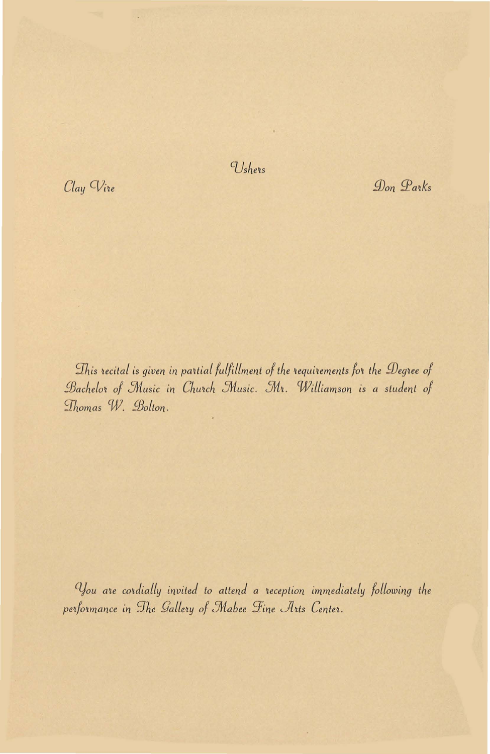*Ushers*

*Clay Vire* — *Don Parks*

*This recital is given in partial fulfillment of the requirements for the Degree of Bachelor of Music in Church Music. Mr. Williamson is a student of Thomas W. Bolton.*

*You are cordially invited to attend a reception immediately following the performance in The Gallery of Mabee Fine Arts Center.*